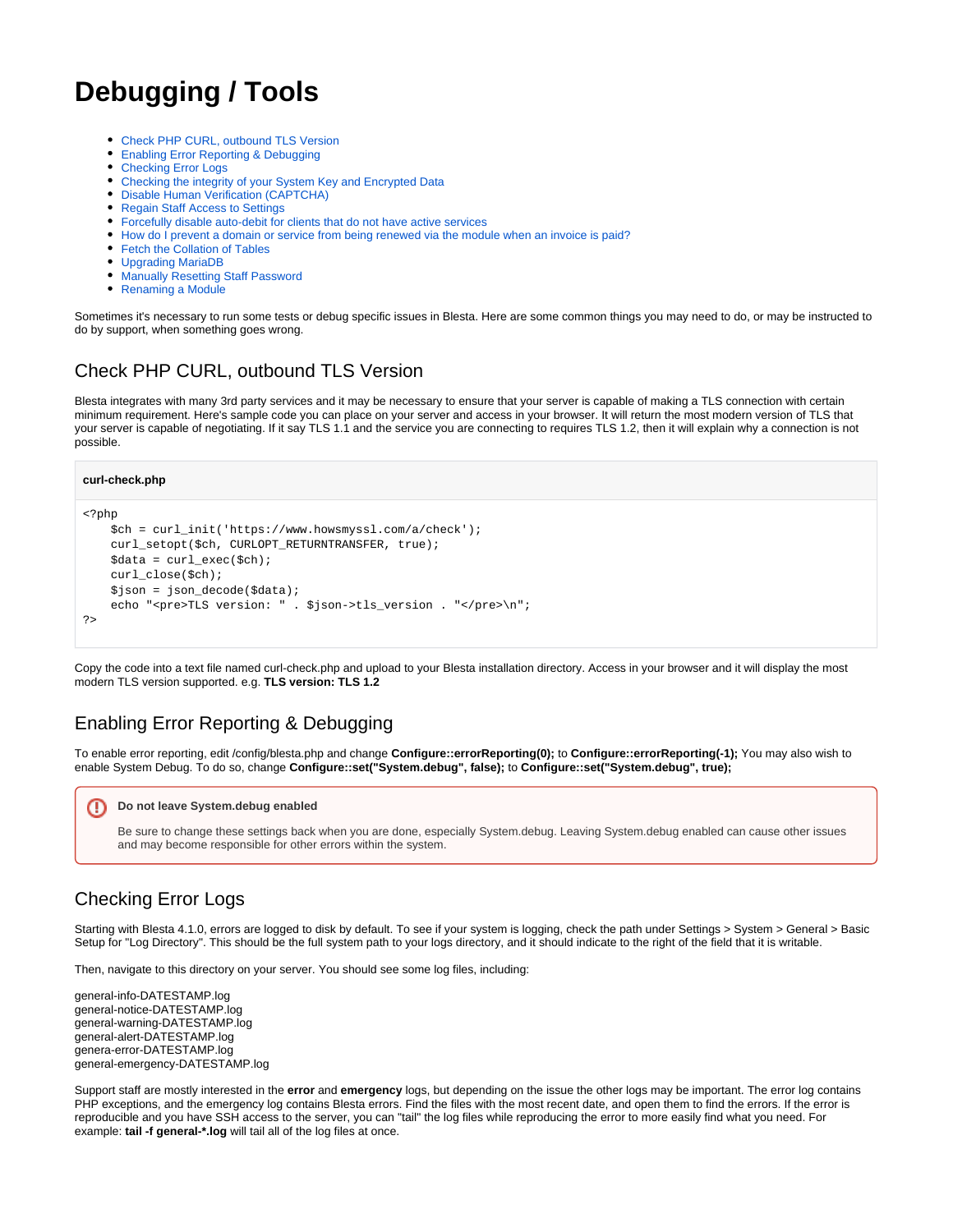# Debugging / Tools

- Check PHP CURL, outbound TLS Version
- Enabling Error Reporting & Debugging
- Checking Error Logs
- Checking the integrity of your System Key and Encrypted Data
- Disable Human Verification (CAPTCHA)
- Regain Staff Access to Settings
- Forcefully disable auto-debit for clients that do not have active services
- How do I prevent a domain or service from being renewed via the module when an invoice is paid?
- Fetch the Collation of Tables
- Upgrading MariaDB
- Manually Resetting Staff Password
- Renaming a Module

Sometimes it's necessary to run some tests or debug specific issues in Blesta. Here are some common things you may need to do, or may be instructed to do by support, when something goes wrong.

## Check PHP CURL, outbound TLS Version

Blesta integrates with many 3rd party services and it may be necessary to ensure that your server is capable of making a TLS connection with certain minimum requirement. Here's sample code you can place on your server and access in your browser. It will return the most modern version of TLS that your server is capable of negotiating. If it say TLS 1.1 and the service you are connecting to requires TLS 1.2, then it will explain why a connection is not possible.

**curl-check.php**

```
<?php
    $ch = curl_init('https://www.howsmyssl.com/a/check');
    curl_setopt($ch, CURLOPT_RETURNTRANSFER, true);
    $data = curl_exec($ch);
    curl_close($ch);
    $json = json_decode($data);
    echo "<pre>TLS version: " . $json->tls_version . "</pre>\n";
?>
```

Copy the code into a text file named curl-check.php and upload to your Blesta installation directory. Access in your browser and it will display the most modern TLS version supported. e.g. **TLS version: TLS 1.2**

## Enabling Error Reporting & Debugging

To enable error reporting, edit /config/blesta.php and change **Configure::errorReporting(0);** to **Configure::errorReporting(-1);** You may also wish to enable System Debug. To do so, change **Configure::set("System.debug", false);** to **Configure::set("System.debug", true);**

> **Do not leave System.debug enabled**
>
> Be sure to change these settings back when you are done, especially System.debug. Leaving System.debug enabled can cause other issues and may become responsible for other errors within the system.

## Checking Error Logs

Starting with Blesta 4.1.0, errors are logged to disk by default. To see if your system is logging, check the path under Settings > System > General > Basic Setup for "Log Directory". This should be the full system path to your logs directory, and it should indicate to the right of the field that it is writable.

Then, navigate to this directory on your server. You should see some log files, including:

general-info-DATESTAMP.log
general-notice-DATESTAMP.log
general-warning-DATESTAMP.log
general-alert-DATESTAMP.log
genera-error-DATESTAMP.log
general-emergency-DATESTAMP.log

Support staff are mostly interested in the **error** and **emergency** logs, but depending on the issue the other logs may be important. The error log contains PHP exceptions, and the emergency log contains Blesta errors. Find the files with the most recent date, and open them to find the errors. If the error is reproducible and you have SSH access to the server, you can "tail" the log files while reproducing the error to more easily find what you need. For example: **tail -f general-*.log** will tail all of the log files at once.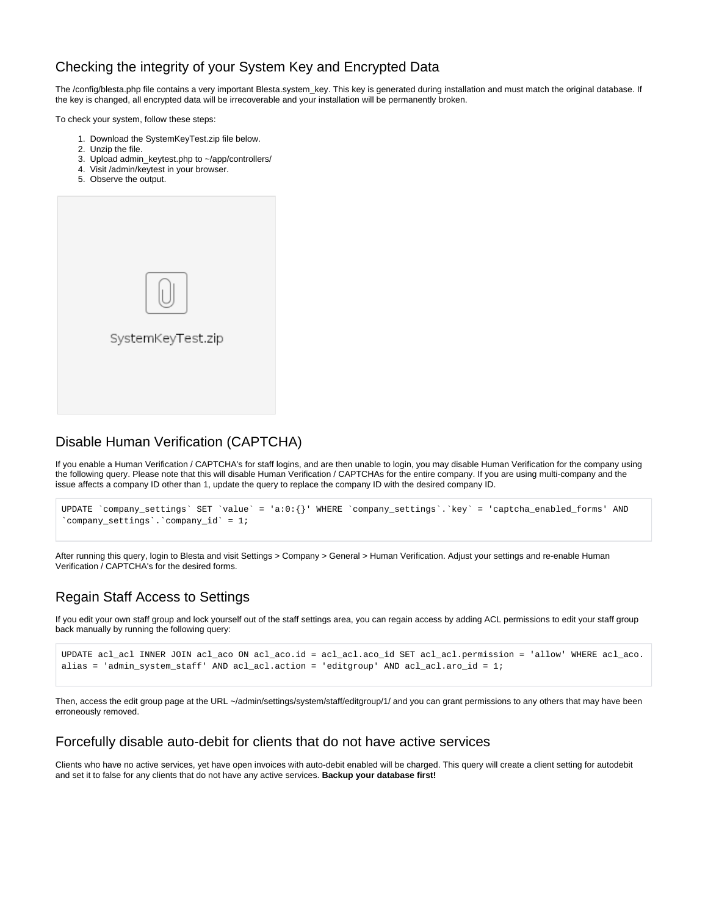## Checking the integrity of your System Key and Encrypted Data

The /config/blesta.php file contains a very important Blesta.system_key. This key is generated during installation and must match the original database. If the key is changed, all encrypted data will be irrecoverable and your installation will be permanently broken.

To check your system, follow these steps:

1. Download the SystemKeyTest.zip file below.
2. Unzip the file.
3. Upload admin_keytest.php to ~/app/controllers/
4. Visit /admin/keytest in your browser.
5. Observe the output.

SystemKeyTest.zip

## Disable Human Verification (CAPTCHA)

If you enable a Human Verification / CAPTCHA's for staff logins, and are then unable to login, you may disable Human Verification for the company using the following query. Please note that this will disable Human Verification / CAPTCHAs for the entire company. If you are using multi-company and the issue affects a company ID other than 1, update the query to replace the company ID with the desired company ID.

```
UPDATE `company_settings` SET `value` = 'a:0:{}' WHERE `company_settings`.`key` = 'captcha_enabled_forms' AND
`company_settings`.`company_id` = 1;
```

After running this query, login to Blesta and visit Settings > Company > General > Human Verification. Adjust your settings and re-enable Human Verification / CAPTCHA's for the desired forms.

## Regain Staff Access to Settings

If you edit your own staff group and lock yourself out of the staff settings area, you can regain access by adding ACL permissions to edit your staff group back manually by running the following query:

```
UPDATE acl_acl INNER JOIN acl_aco ON acl_aco.id = acl_acl.aco_id SET acl_acl.permission = 'allow' WHERE acl_aco.
alias = 'admin_system_staff' AND acl_acl.action = 'editgroup' AND acl_acl.aro_id = 1;
```

Then, access the edit group page at the URL ~/admin/settings/system/staff/editgroup/1/ and you can grant permissions to any others that may have been erroneously removed.

## Forcefully disable auto-debit for clients that do not have active services

Clients who have no active services, yet have open invoices with auto-debit enabled will be charged. This query will create a client setting for autodebit and set it to false for any clients that do not have any active services. **Backup your database first!**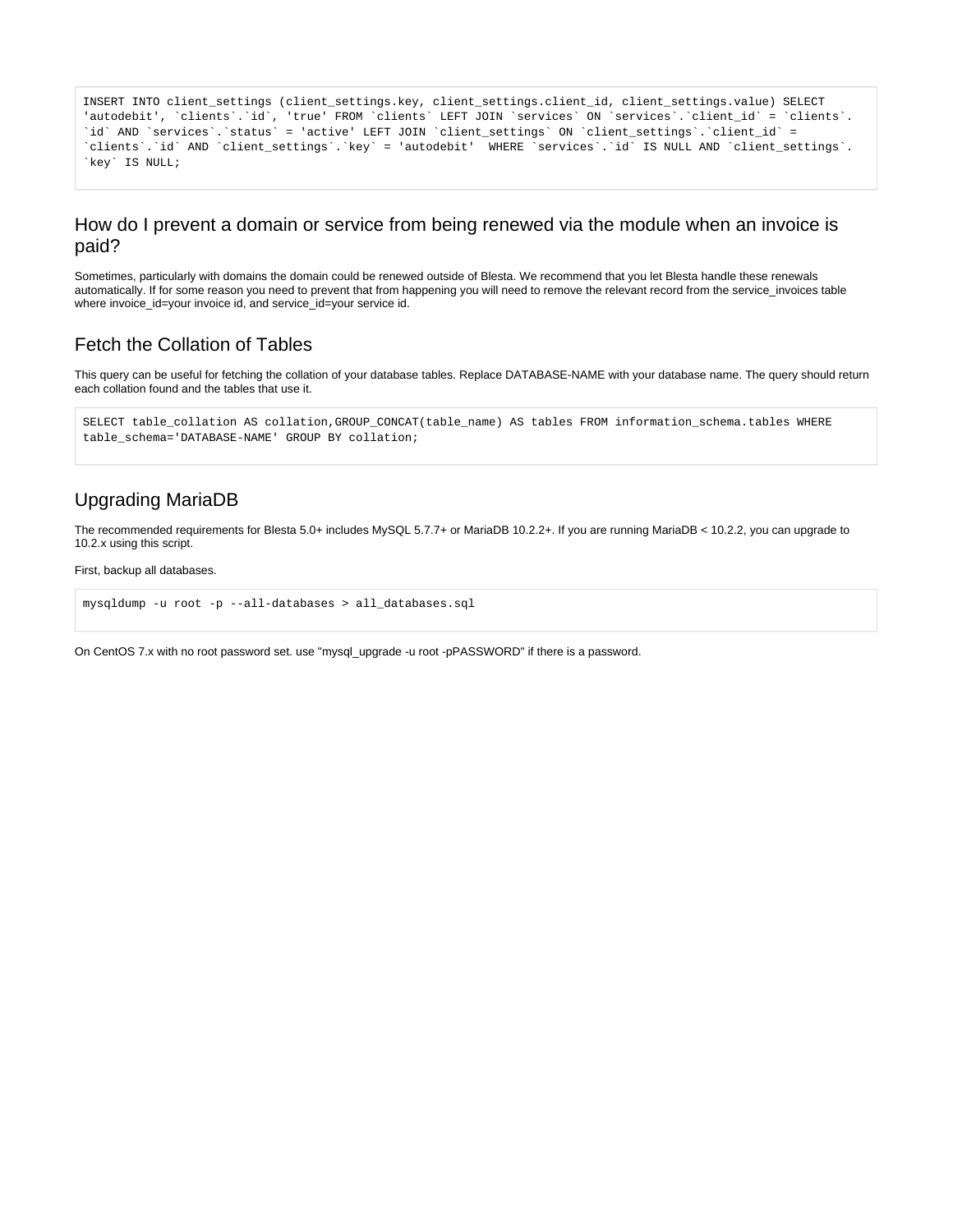```
INSERT INTO client_settings (client_settings.key, client_settings.client_id, client_settings.value) SELECT
'autodebit', `clients`.`id`, 'true' FROM `clients` LEFT JOIN `services` ON `services`.`client_id` = `clients`.
`id` AND `services`.`status` = 'active' LEFT JOIN `client_settings` ON `client_settings`.`client_id` =
`clients`.`id` AND `client_settings`.`key` = 'autodebit'  WHERE `services`.`id` IS NULL AND `client_settings`.
`key` IS NULL;
```

## How do I prevent a domain or service from being renewed via the module when an invoice is paid?

Sometimes, particularly with domains the domain could be renewed outside of Blesta. We recommend that you let Blesta handle these renewals automatically. If for some reason you need to prevent that from happening you will need to remove the relevant record from the service_invoices table where invoice_id=your invoice id, and service_id=your service id.

## Fetch the Collation of Tables

This query can be useful for fetching the collation of your database tables. Replace DATABASE-NAME with your database name. The query should return each collation found and the tables that use it.

```
SELECT table_collation AS collation,GROUP_CONCAT(table_name) AS tables FROM information_schema.tables WHERE
table_schema='DATABASE-NAME' GROUP BY collation;
```

## Upgrading MariaDB

The recommended requirements for Blesta 5.0+ includes MySQL 5.7.7+ or MariaDB 10.2.2+. If you are running MariaDB < 10.2.2, you can upgrade to 10.2.x using this script.

First, backup all databases.

```
mysqldump -u root -p --all-databases > all_databases.sql
```

On CentOS 7.x with no root password set. use "mysql_upgrade -u root -pPASSWORD" if there is a password.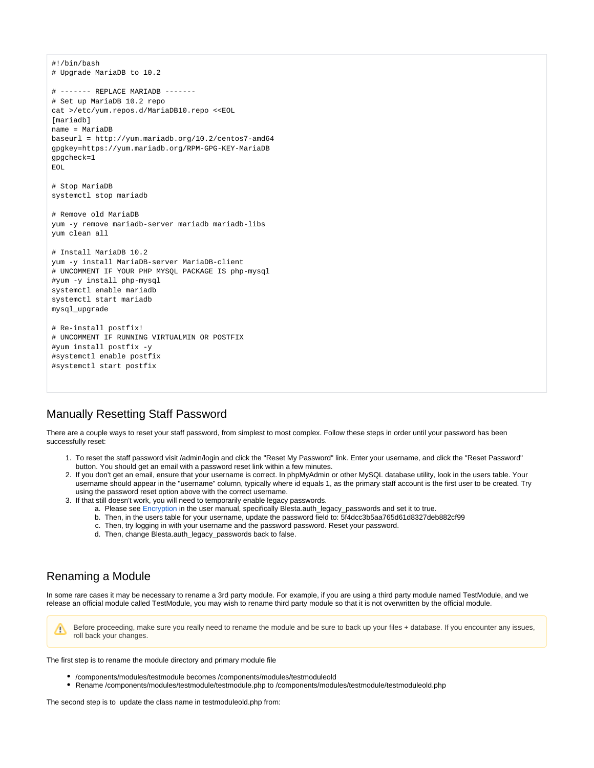```
#!/bin/bash
# Upgrade MariaDB to 10.2

# ------- REPLACE MARIADB -------
# Set up MariaDB 10.2 repo
cat >/etc/yum.repos.d/MariaDB10.repo <<EOL
[mariadb]
name = MariaDB
baseurl = http://yum.mariadb.org/10.2/centos7-amd64
gpgkey=https://yum.mariadb.org/RPM-GPG-KEY-MariaDB
gpgcheck=1
EOL

# Stop MariaDB
systemctl stop mariadb

# Remove old MariaDB
yum -y remove mariadb-server mariadb mariadb-libs
yum clean all

# Install MariaDB 10.2
yum -y install MariaDB-server MariaDB-client
# UNCOMMENT IF YOUR PHP MYSQL PACKAGE IS php-mysql
#yum -y install php-mysql
systemctl enable mariadb
systemctl start mariadb
mysql_upgrade

# Re-install postfix!
# UNCOMMENT IF RUNNING VIRTUALMIN OR POSTFIX
#yum install postfix -y
#systemctl enable postfix
#systemctl start postfix
```

## Manually Resetting Staff Password

There are a couple ways to reset your staff password, from simplest to most complex. Follow these steps in order until your password has been successfully reset:

1. To reset the staff password visit /admin/login and click the "Reset My Password" link. Enter your username, and click the "Reset Password" button. You should get an email with a password reset link within a few minutes.
2. If you don't get an email, ensure that your username is correct. In phpMyAdmin or other MySQL database utility, look in the users table. Your username should appear in the "username" column, typically where id equals 1, as the primary staff account is the first user to be created. Try using the password reset option above with the correct username.
3. If that still doesn't work, you will need to temporarily enable legacy passwords.
    a. Please see Encryption in the user manual, specifically Blesta.auth_legacy_passwords and set it to true.
    b. Then, in the users table for your username, update the password field to: 5f4dcc3b5aa765d61d8327deb882cf99
    c. Then, try logging in with your username and the password password. Reset your password.
    d. Then, change Blesta.auth_legacy_passwords back to false.

## Renaming a Module

In some rare cases it may be necessary to rename a 3rd party module. For example, if you are using a third party module named TestModule, and we release an official module called TestModule, you may wish to rename third party module so that it is not overwritten by the official module.

> Before proceeding, make sure you really need to rename the module and be sure to back up your files + database. If you encounter any issues, roll back your changes.

The first step is to rename the module directory and primary module file

- /components/modules/testmodule becomes /components/modules/testmoduleold
- Rename /components/modules/testmodule/testmodule.php to /components/modules/testmodule/testmoduleold.php

The second step is to update the class name in testmoduleold.php from: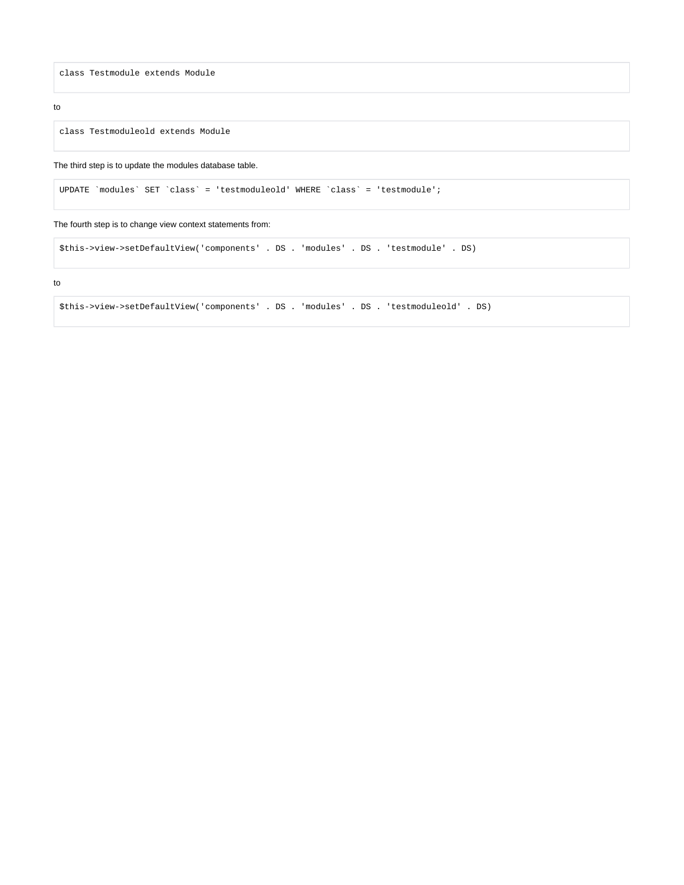```
class Testmodule extends Module
```

to

```
class Testmoduleold extends Module
```

The third step is to update the modules database table.

```
UPDATE `modules` SET `class` = 'testmoduleold' WHERE `class` = 'testmodule';
```

The fourth step is to change view context statements from:

```
$this->view->setDefaultView('components' . DS . 'modules' . DS . 'testmodule' . DS)
```

to

```
$this->view->setDefaultView('components' . DS . 'modules' . DS . 'testmoduleold' . DS)
```